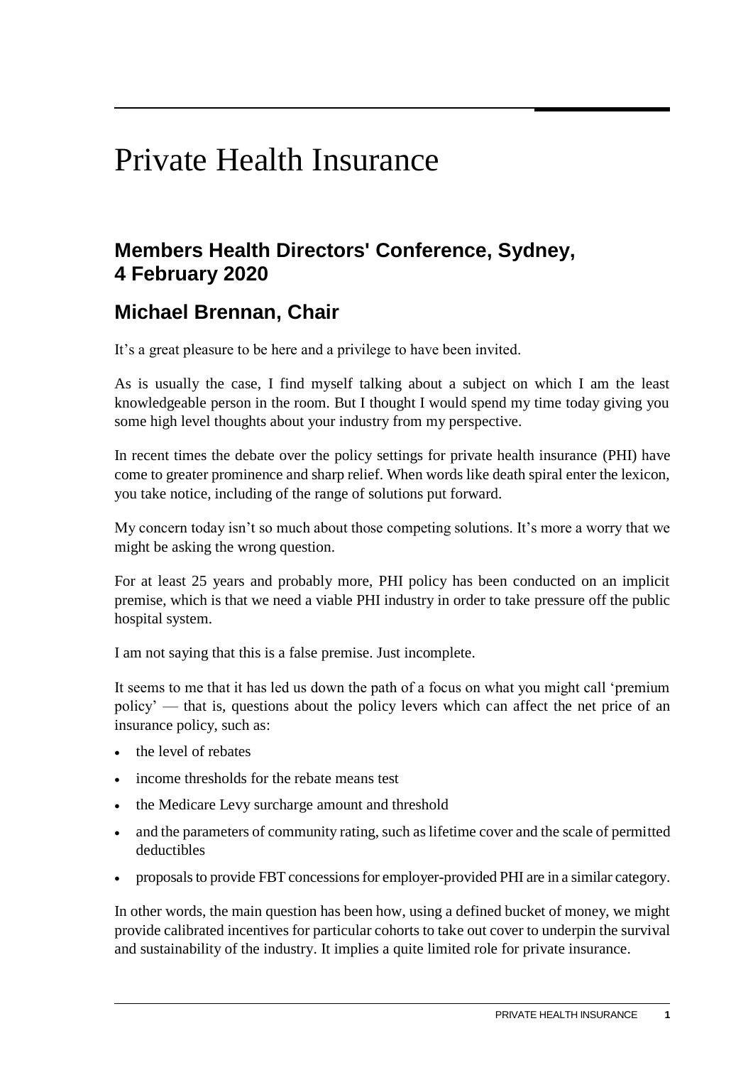# Private Health Insurance

## Members Health Directors' Conference, Sydney, 4 February 2020

## Michael Brennan, Chair

It's a great pleasure to be here and a privilege to have been invited.

As is usually the case, I find myself talking about a subject on which I am the least knowledgeable person in the room. But I thought I would spend my time today giving you some high level thoughts about your industry from my perspective.

In recent times the debate over the policy settings for private health insurance (PHI) have come to greater prominence and sharp relief. When words like death spiral enter the lexicon, you take notice, including of the range of solutions put forward.

My concern today isn't so much about those competing solutions. It's more a worry that we might be asking the wrong question.

For at least 25 years and probably more, PHI policy has been conducted on an implicit premise, which is that we need a viable PHI industry in order to take pressure off the public hospital system.

I am not saying that this is a false premise. Just incomplete.

It seems to me that it has led us down the path of a focus on what you might call 'premium policy' — that is, questions about the policy levers which can affect the net price of an insurance policy, such as:

- the level of rebates
- income thresholds for the rebate means test
- the Medicare Levy surcharge amount and threshold
- and the parameters of community rating, such as lifetime cover and the scale of permitted deductibles
- proposals to provide FBT concessions for employer-provided PHI are in a similar category.

In other words, the main question has been how, using a defined bucket of money, we might provide calibrated incentives for particular cohorts to take out cover to underpin the survival and sustainability of the industry. It implies a quite limited role for private insurance.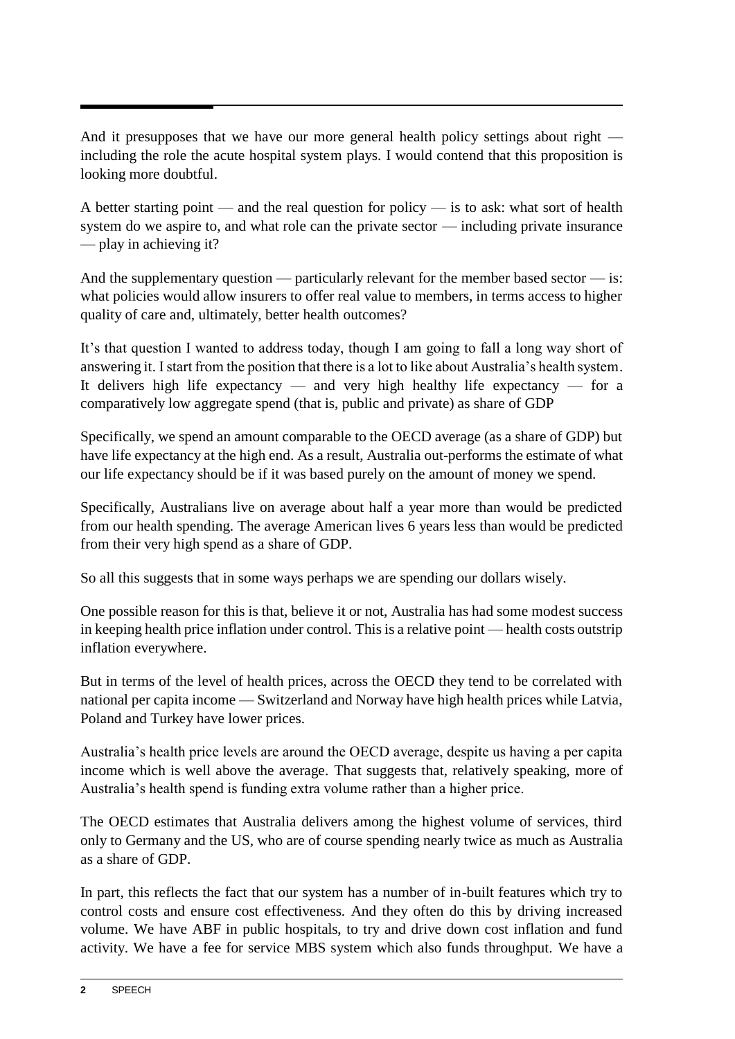And it presupposes that we have our more general health policy settings about right — including the role the acute hospital system plays. I would contend that this proposition is looking more doubtful.

A better starting point — and the real question for policy — is to ask: what sort of health system do we aspire to, and what role can the private sector — including private insurance — play in achieving it?

And the supplementary question — particularly relevant for the member based sector — is: what policies would allow insurers to offer real value to members, in terms access to higher quality of care and, ultimately, better health outcomes?

It's that question I wanted to address today, though I am going to fall a long way short of answering it. I start from the position that there is a lot to like about Australia's health system. It delivers high life expectancy — and very high healthy life expectancy — for a comparatively low aggregate spend (that is, public and private) as share of GDP

Specifically, we spend an amount comparable to the OECD average (as a share of GDP) but have life expectancy at the high end. As a result, Australia out-performs the estimate of what our life expectancy should be if it was based purely on the amount of money we spend.

Specifically, Australians live on average about half a year more than would be predicted from our health spending. The average American lives 6 years less than would be predicted from their very high spend as a share of GDP.

So all this suggests that in some ways perhaps we are spending our dollars wisely.

One possible reason for this is that, believe it or not, Australia has had some modest success in keeping health price inflation under control. This is a relative point — health costs outstrip inflation everywhere.

But in terms of the level of health prices, across the OECD they tend to be correlated with national per capita income — Switzerland and Norway have high health prices while Latvia, Poland and Turkey have lower prices.

Australia's health price levels are around the OECD average, despite us having a per capita income which is well above the average. That suggests that, relatively speaking, more of Australia's health spend is funding extra volume rather than a higher price.

The OECD estimates that Australia delivers among the highest volume of services, third only to Germany and the US, who are of course spending nearly twice as much as Australia as a share of GDP.

In part, this reflects the fact that our system has a number of in-built features which try to control costs and ensure cost effectiveness. And they often do this by driving increased volume. We have ABF in public hospitals, to try and drive down cost inflation and fund activity. We have a fee for service MBS system which also funds throughput. We have a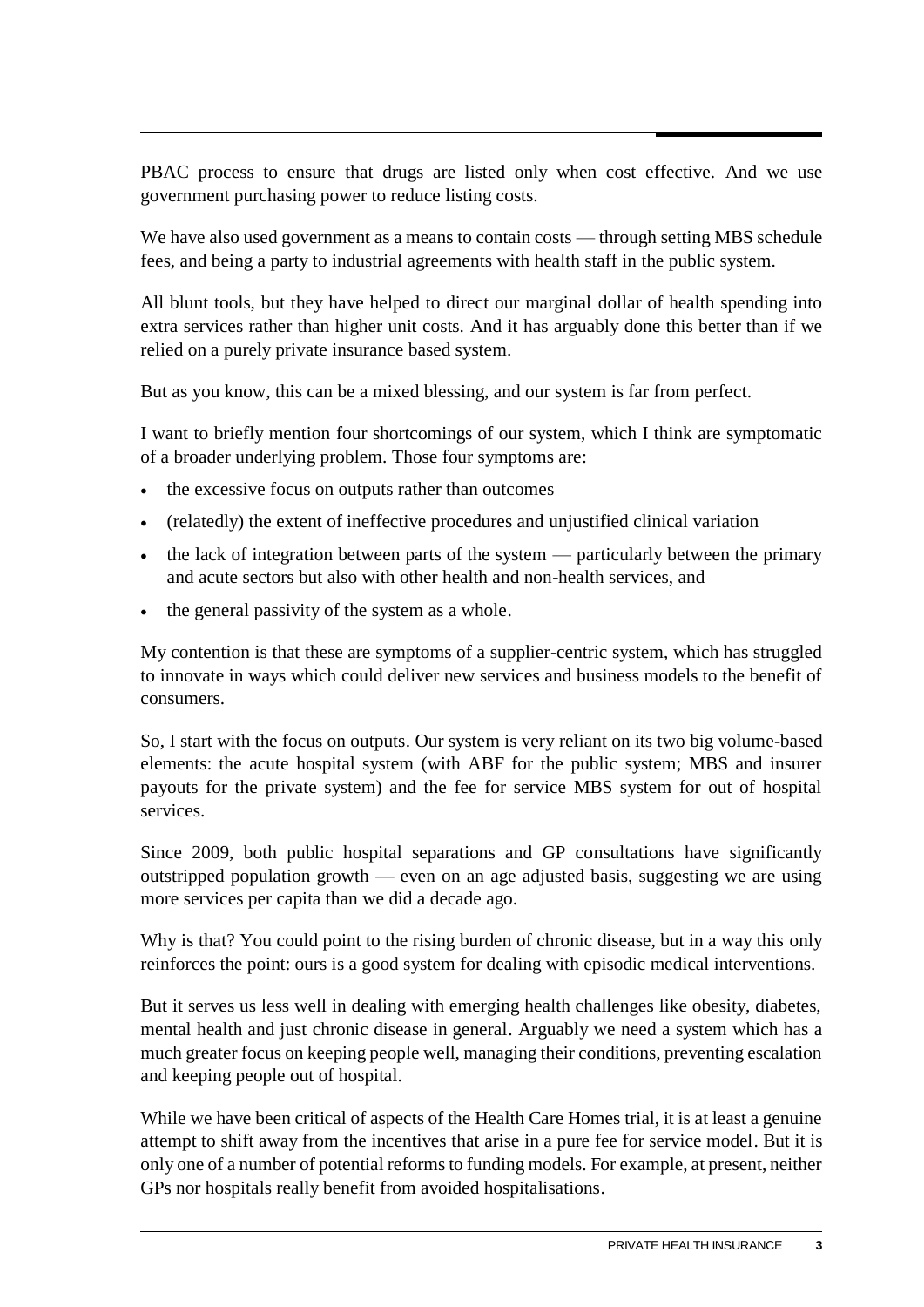PBAC process to ensure that drugs are listed only when cost effective. And we use government purchasing power to reduce listing costs.

We have also used government as a means to contain costs — through setting MBS schedule fees, and being a party to industrial agreements with health staff in the public system.

All blunt tools, but they have helped to direct our marginal dollar of health spending into extra services rather than higher unit costs. And it has arguably done this better than if we relied on a purely private insurance based system.

But as you know, this can be a mixed blessing, and our system is far from perfect.

I want to briefly mention four shortcomings of our system, which I think are symptomatic of a broader underlying problem. Those four symptoms are:

- the excessive focus on outputs rather than outcomes
- (relatedly) the extent of ineffective procedures and unjustified clinical variation
- the lack of integration between parts of the system — particularly between the primary and acute sectors but also with other health and non-health services, and
- the general passivity of the system as a whole.

My contention is that these are symptoms of a supplier-centric system, which has struggled to innovate in ways which could deliver new services and business models to the benefit of consumers.

So, I start with the focus on outputs. Our system is very reliant on its two big volume-based elements: the acute hospital system (with ABF for the public system; MBS and insurer payouts for the private system) and the fee for service MBS system for out of hospital services.

Since 2009, both public hospital separations and GP consultations have significantly outstripped population growth — even on an age adjusted basis, suggesting we are using more services per capita than we did a decade ago.

Why is that? You could point to the rising burden of chronic disease, but in a way this only reinforces the point: ours is a good system for dealing with episodic medical interventions.

But it serves us less well in dealing with emerging health challenges like obesity, diabetes, mental health and just chronic disease in general. Arguably we need a system which has a much greater focus on keeping people well, managing their conditions, preventing escalation and keeping people out of hospital.

While we have been critical of aspects of the Health Care Homes trial, it is at least a genuine attempt to shift away from the incentives that arise in a pure fee for service model. But it is only one of a number of potential reforms to funding models. For example, at present, neither GPs nor hospitals really benefit from avoided hospitalisations.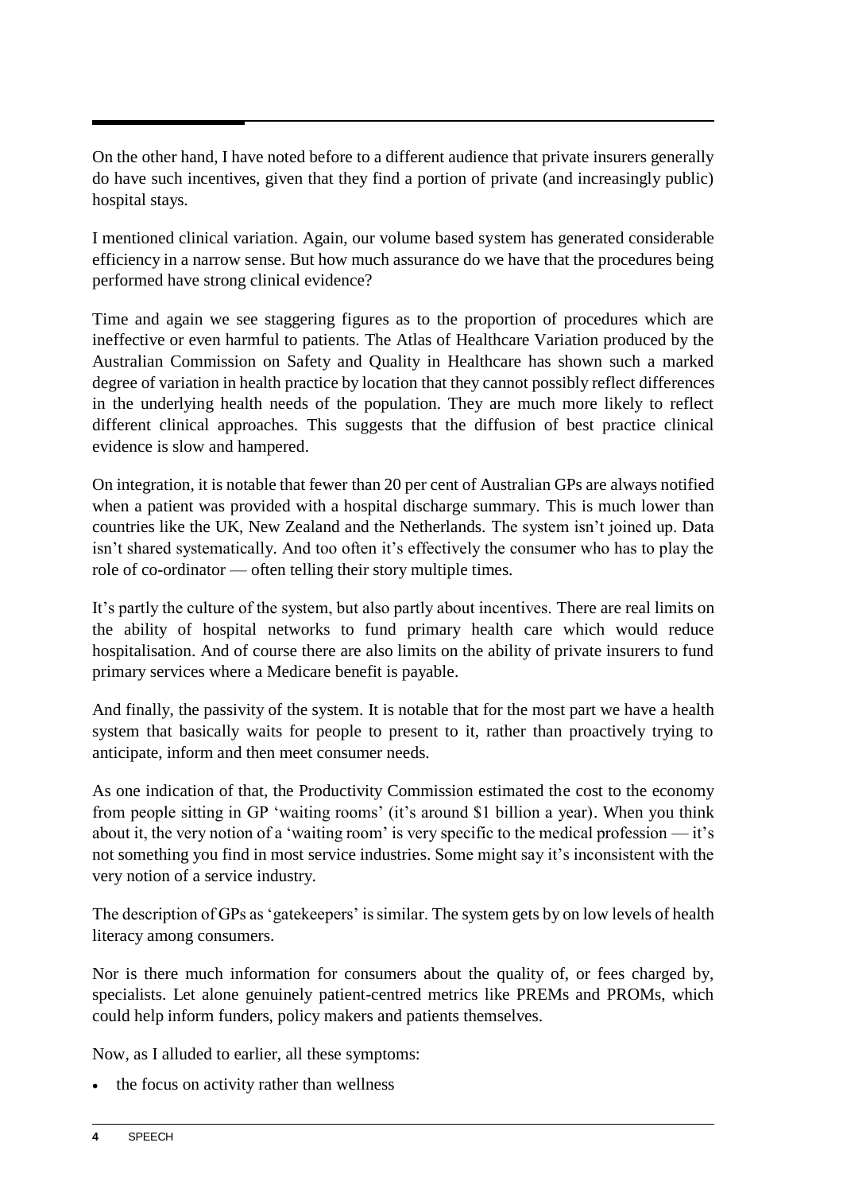On the other hand, I have noted before to a different audience that private insurers generally do have such incentives, given that they find a portion of private (and increasingly public) hospital stays.

I mentioned clinical variation. Again, our volume based system has generated considerable efficiency in a narrow sense. But how much assurance do we have that the procedures being performed have strong clinical evidence?

Time and again we see staggering figures as to the proportion of procedures which are ineffective or even harmful to patients. The Atlas of Healthcare Variation produced by the Australian Commission on Safety and Quality in Healthcare has shown such a marked degree of variation in health practice by location that they cannot possibly reflect differences in the underlying health needs of the population. They are much more likely to reflect different clinical approaches. This suggests that the diffusion of best practice clinical evidence is slow and hampered.

On integration, it is notable that fewer than 20 per cent of Australian GPs are always notified when a patient was provided with a hospital discharge summary. This is much lower than countries like the UK, New Zealand and the Netherlands. The system isn't joined up. Data isn't shared systematically. And too often it's effectively the consumer who has to play the role of co-ordinator — often telling their story multiple times.

It's partly the culture of the system, but also partly about incentives. There are real limits on the ability of hospital networks to fund primary health care which would reduce hospitalisation. And of course there are also limits on the ability of private insurers to fund primary services where a Medicare benefit is payable.

And finally, the passivity of the system. It is notable that for the most part we have a health system that basically waits for people to present to it, rather than proactively trying to anticipate, inform and then meet consumer needs.

As one indication of that, the Productivity Commission estimated the cost to the economy from people sitting in GP 'waiting rooms' (it's around $1 billion a year). When you think about it, the very notion of a 'waiting room' is very specific to the medical profession — it's not something you find in most service industries. Some might say it's inconsistent with the very notion of a service industry.

The description of GPs as 'gatekeepers' is similar. The system gets by on low levels of health literacy among consumers.

Nor is there much information for consumers about the quality of, or fees charged by, specialists. Let alone genuinely patient-centred metrics like PREMs and PROMs, which could help inform funders, policy makers and patients themselves.

Now, as I alluded to earlier, all these symptoms:

- the focus on activity rather than wellness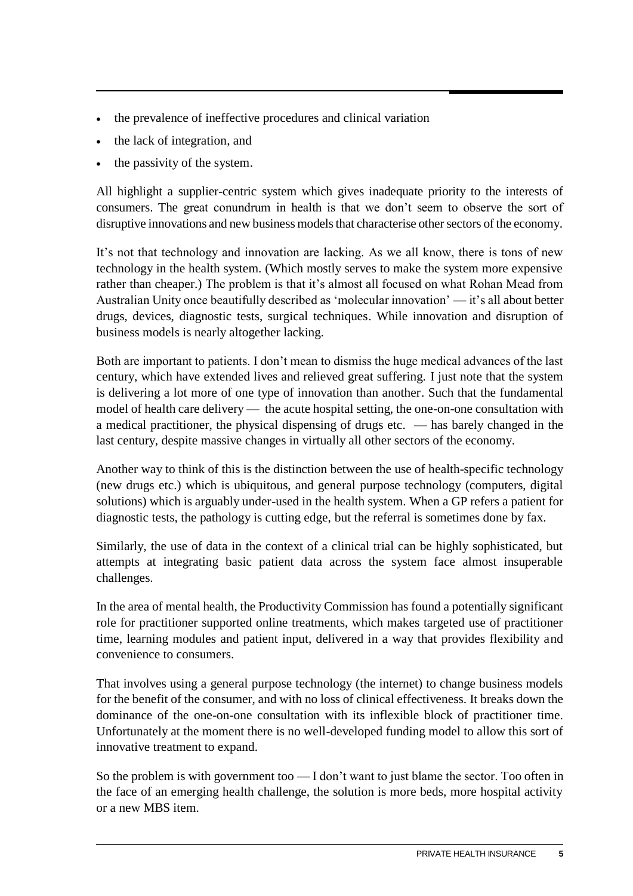- the prevalence of ineffective procedures and clinical variation
- the lack of integration, and
- the passivity of the system.

All highlight a supplier-centric system which gives inadequate priority to the interests of consumers. The great conundrum in health is that we don't seem to observe the sort of disruptive innovations and new business models that characterise other sectors of the economy.

It's not that technology and innovation are lacking. As we all know, there is tons of new technology in the health system. (Which mostly serves to make the system more expensive rather than cheaper.) The problem is that it's almost all focused on what Rohan Mead from Australian Unity once beautifully described as 'molecular innovation' — it's all about better drugs, devices, diagnostic tests, surgical techniques. While innovation and disruption of business models is nearly altogether lacking.

Both are important to patients. I don't mean to dismiss the huge medical advances of the last century, which have extended lives and relieved great suffering. I just note that the system is delivering a lot more of one type of innovation than another. Such that the fundamental model of health care delivery — the acute hospital setting, the one-on-one consultation with a medical practitioner, the physical dispensing of drugs etc. — has barely changed in the last century, despite massive changes in virtually all other sectors of the economy.

Another way to think of this is the distinction between the use of health-specific technology (new drugs etc.) which is ubiquitous, and general purpose technology (computers, digital solutions) which is arguably under-used in the health system. When a GP refers a patient for diagnostic tests, the pathology is cutting edge, but the referral is sometimes done by fax.

Similarly, the use of data in the context of a clinical trial can be highly sophisticated, but attempts at integrating basic patient data across the system face almost insuperable challenges.

In the area of mental health, the Productivity Commission has found a potentially significant role for practitioner supported online treatments, which makes targeted use of practitioner time, learning modules and patient input, delivered in a way that provides flexibility and convenience to consumers.

That involves using a general purpose technology (the internet) to change business models for the benefit of the consumer, and with no loss of clinical effectiveness. It breaks down the dominance of the one-on-one consultation with its inflexible block of practitioner time. Unfortunately at the moment there is no well-developed funding model to allow this sort of innovative treatment to expand.

So the problem is with government too — I don't want to just blame the sector. Too often in the face of an emerging health challenge, the solution is more beds, more hospital activity or a new MBS item.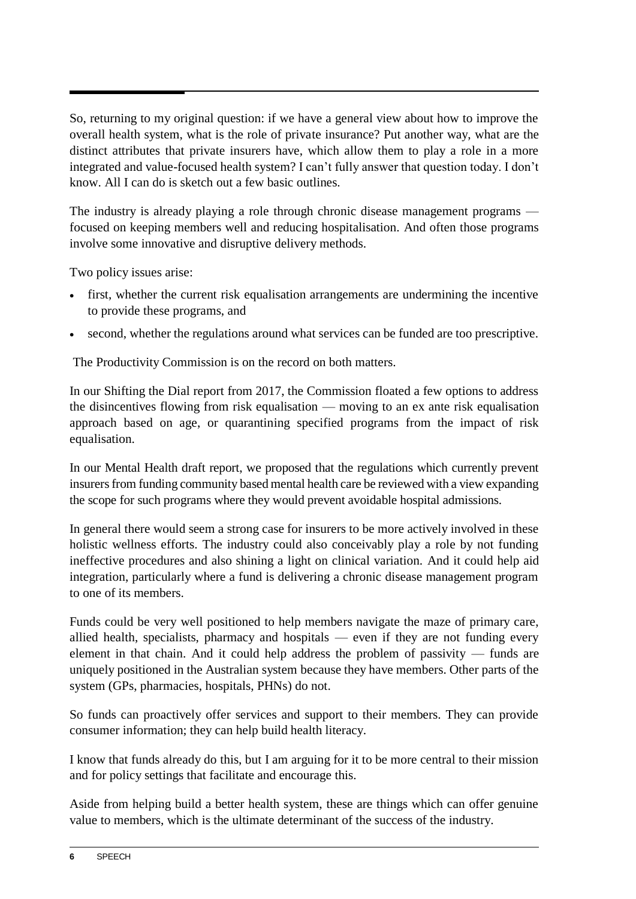So, returning to my original question: if we have a general view about how to improve the overall health system, what is the role of private insurance? Put another way, what are the distinct attributes that private insurers have, which allow them to play a role in a more integrated and value-focused health system? I can't fully answer that question today. I don't know. All I can do is sketch out a few basic outlines.

The industry is already playing a role through chronic disease management programs — focused on keeping members well and reducing hospitalisation. And often those programs involve some innovative and disruptive delivery methods.

Two policy issues arise:

- first, whether the current risk equalisation arrangements are undermining the incentive to provide these programs, and
- second, whether the regulations around what services can be funded are too prescriptive.

The Productivity Commission is on the record on both matters.

In our Shifting the Dial report from 2017, the Commission floated a few options to address the disincentives flowing from risk equalisation — moving to an ex ante risk equalisation approach based on age, or quarantining specified programs from the impact of risk equalisation.

In our Mental Health draft report, we proposed that the regulations which currently prevent insurers from funding community based mental health care be reviewed with a view expanding the scope for such programs where they would prevent avoidable hospital admissions.

In general there would seem a strong case for insurers to be more actively involved in these holistic wellness efforts. The industry could also conceivably play a role by not funding ineffective procedures and also shining a light on clinical variation. And it could help aid integration, particularly where a fund is delivering a chronic disease management program to one of its members.

Funds could be very well positioned to help members navigate the maze of primary care, allied health, specialists, pharmacy and hospitals — even if they are not funding every element in that chain. And it could help address the problem of passivity — funds are uniquely positioned in the Australian system because they have members. Other parts of the system (GPs, pharmacies, hospitals, PHNs) do not.

So funds can proactively offer services and support to their members. They can provide consumer information; they can help build health literacy.

I know that funds already do this, but I am arguing for it to be more central to their mission and for policy settings that facilitate and encourage this.

Aside from helping build a better health system, these are things which can offer genuine value to members, which is the ultimate determinant of the success of the industry.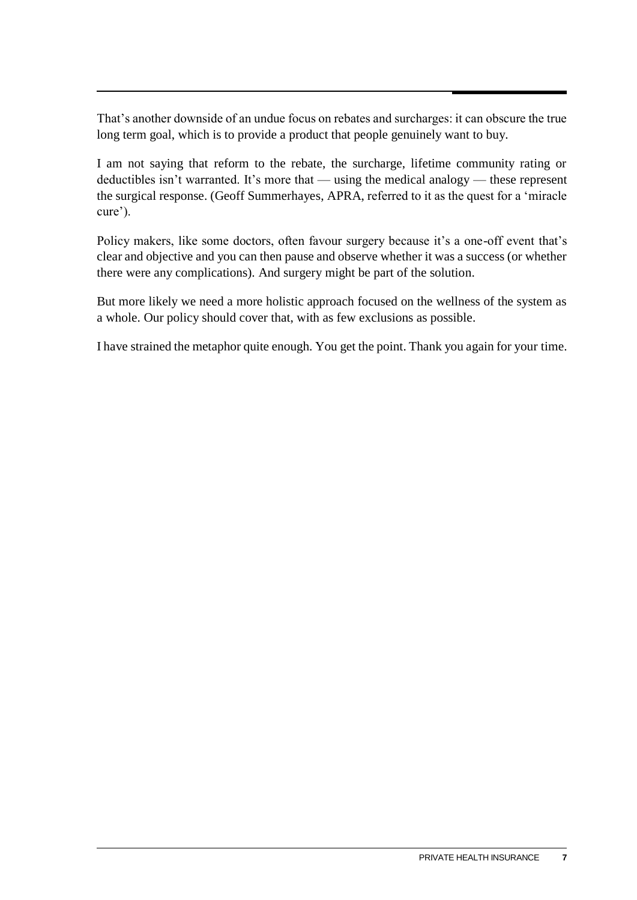That's another downside of an undue focus on rebates and surcharges: it can obscure the true long term goal, which is to provide a product that people genuinely want to buy.

I am not saying that reform to the rebate, the surcharge, lifetime community rating or deductibles isn't warranted. It's more that — using the medical analogy — these represent the surgical response. (Geoff Summerhayes, APRA, referred to it as the quest for a 'miracle cure').

Policy makers, like some doctors, often favour surgery because it's a one-off event that's clear and objective and you can then pause and observe whether it was a success (or whether there were any complications). And surgery might be part of the solution.

But more likely we need a more holistic approach focused on the wellness of the system as a whole. Our policy should cover that, with as few exclusions as possible.

I have strained the metaphor quite enough. You get the point. Thank you again for your time.